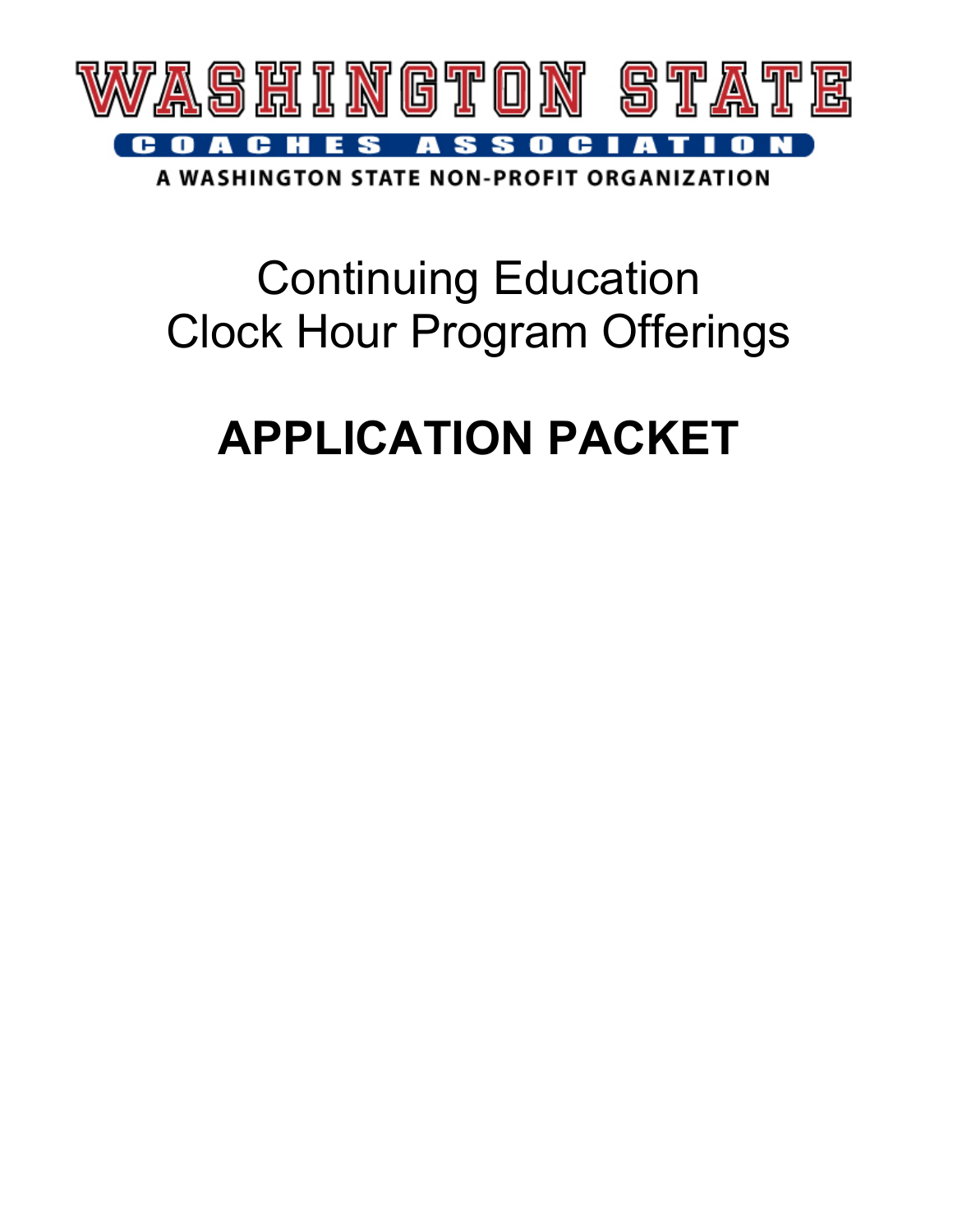# WASHINGTON STATE

**COACHES ASSOCIATION**

A WASHINGTON STATE NON-PROFIT ORGANIZATION

## Continuing Education
## Clock Hour Program Offerings

# APPLICATION PACKET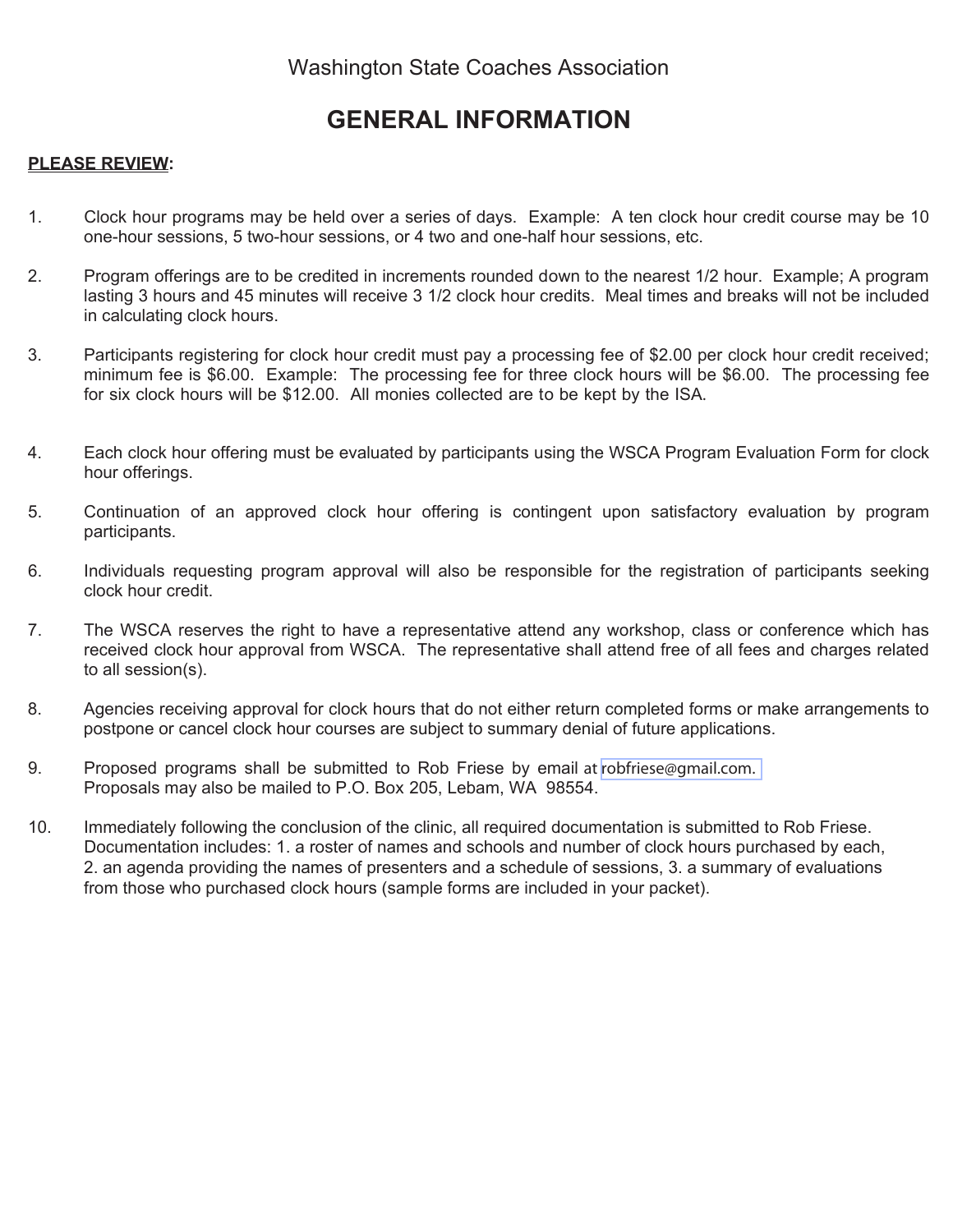Washington State Coaches Association

# GENERAL INFORMATION

**PLEASE REVIEW:**

1. Clock hour programs may be held over a series of days. Example: A ten clock hour credit course may be 10 one-hour sessions, 5 two-hour sessions, or 4 two and one-half hour sessions, etc.

2. Program offerings are to be credited in increments rounded down to the nearest 1/2 hour. Example; A program lasting 3 hours and 45 minutes will receive 3 1/2 clock hour credits. Meal times and breaks will not be included in calculating clock hours.

3. Participants registering for clock hour credit must pay a processing fee of $2.00 per clock hour credit received; minimum fee is $6.00. Example: The processing fee for three clock hours will be $6.00. The processing fee for six clock hours will be $12.00. All monies collected are to be kept by the ISA.

4. Each clock hour offering must be evaluated by participants using the WSCA Program Evaluation Form for clock hour offerings.

5. Continuation of an approved clock hour offering is contingent upon satisfactory evaluation by program participants.

6. Individuals requesting program approval will also be responsible for the registration of participants seeking clock hour credit.

7. The WSCA reserves the right to have a representative attend any workshop, class or conference which has received clock hour approval from WSCA. The representative shall attend free of all fees and charges related to all session(s).

8. Agencies receiving approval for clock hours that do not either return completed forms or make arrangements to postpone or cancel clock hour courses are subject to summary denial of future applications.

9. Proposed programs shall be submitted to Rob Friese by email at robfriese@gmail.com. Proposals may also be mailed to P.O. Box 205, Lebam, WA 98554.

10. Immediately following the conclusion of the clinic, all required documentation is submitted to Rob Friese. Documentation includes: 1. a roster of names and schools and number of clock hours purchased by each, 2. an agenda providing the names of presenters and a schedule of sessions, 3. a summary of evaluations from those who purchased clock hours (sample forms are included in your packet).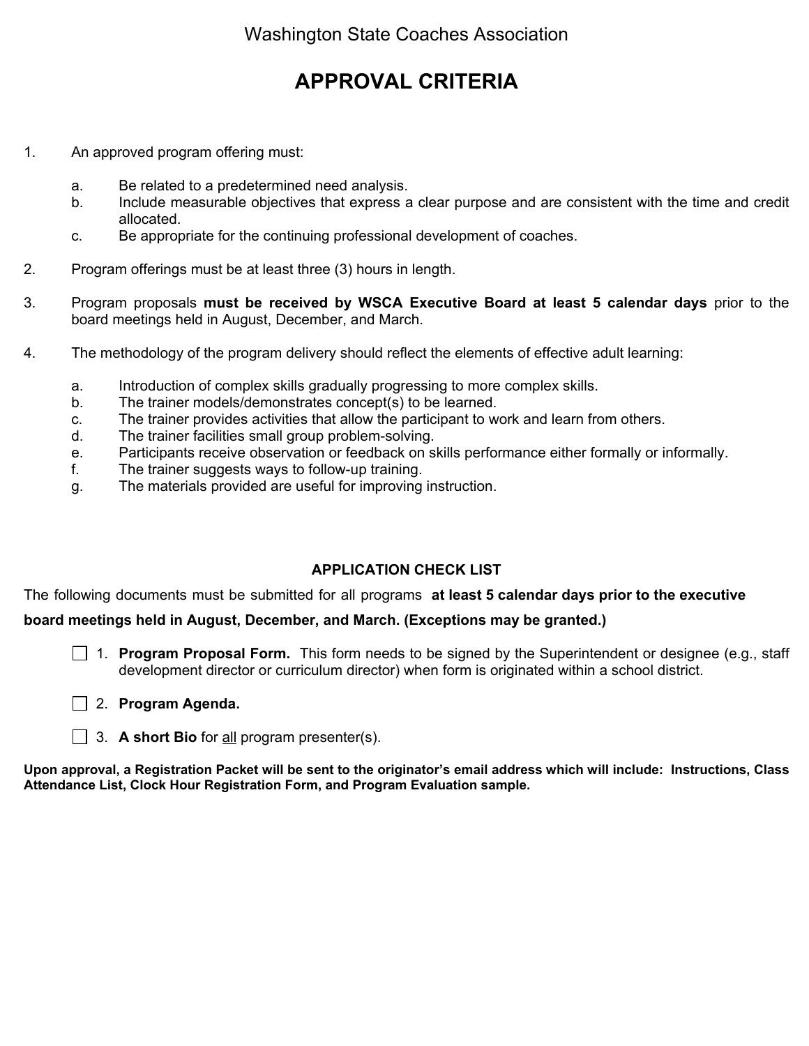Washington State Coaches Association

# APPROVAL CRITERIA

1. An approved program offering must:

   a. Be related to a predetermined need analysis.
   b. Include measurable objectives that express a clear purpose and are consistent with the time and credit allocated.
   c. Be appropriate for the continuing professional development of coaches.

2. Program offerings must be at least three (3) hours in length.

3. Program proposals **must be received by WSCA Executive Board at least 5 calendar days** prior to the board meetings held in August, December, and March.

4. The methodology of the program delivery should reflect the elements of effective adult learning:

   a. Introduction of complex skills gradually progressing to more complex skills.
   b. The trainer models/demonstrates concept(s) to be learned.
   c. The trainer provides activities that allow the participant to work and learn from others.
   d. The trainer facilities small group problem-solving.
   e. Participants receive observation or feedback on skills performance either formally or informally.
   f. The trainer suggests ways to follow-up training.
   g. The materials provided are useful for improving instruction.

## APPLICATION CHECK LIST

The following documents must be submitted for all programs **at least 5 calendar days prior to the executive board meetings held in August, December, and March. (Exceptions may be granted.)**

- ☐ 1. **Program Proposal Form.** This form needs to be signed by the Superintendent or designee (e.g., staff development director or curriculum director) when form is originated within a school district.
- ☐ 2. **Program Agenda.**
- ☐ 3. **A short Bio** for all program presenter(s).

**Upon approval, a Registration Packet will be sent to the originator's email address which will include: Instructions, Class Attendance List, Clock Hour Registration Form, and Program Evaluation sample.**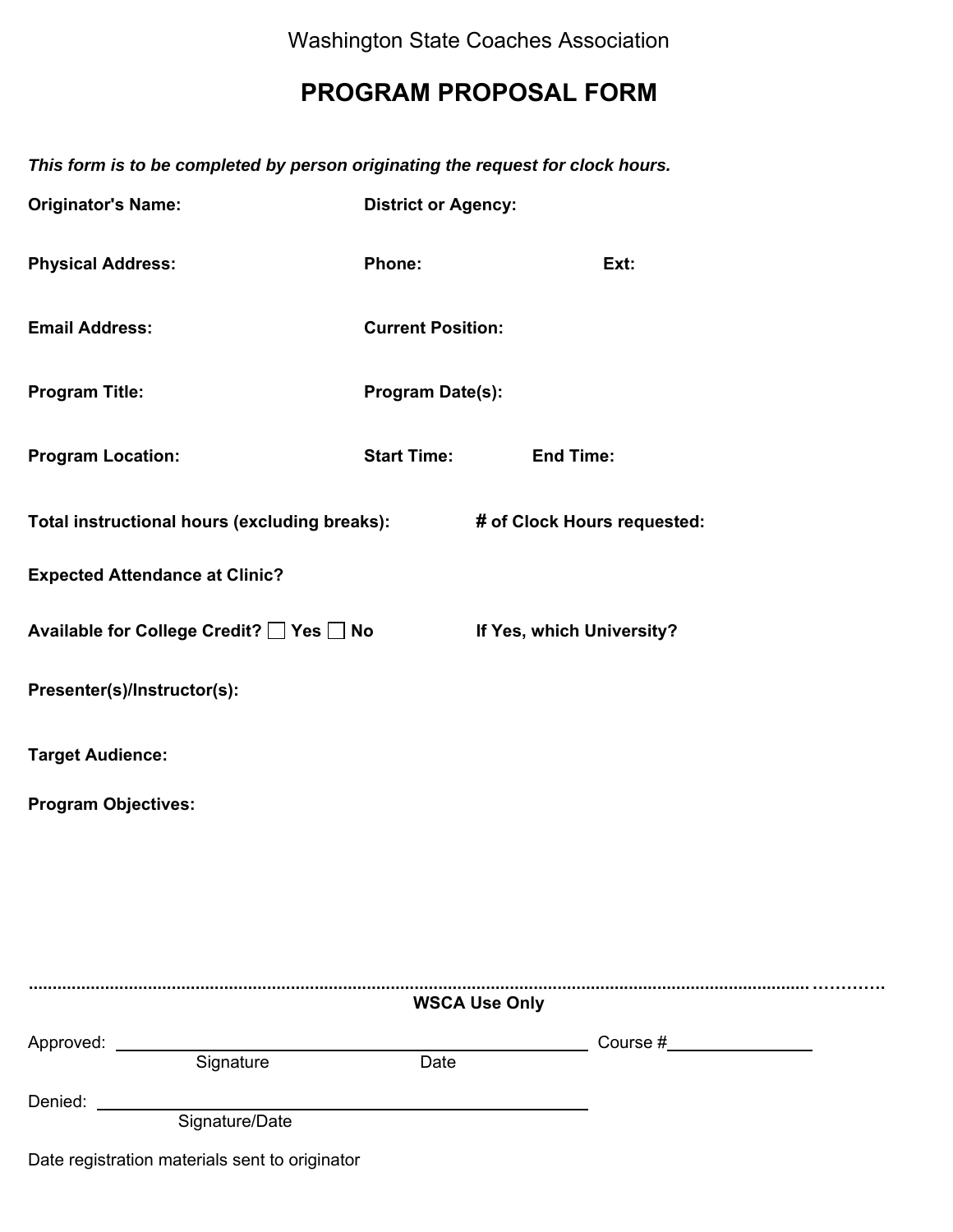Washington State Coaches Association

# PROGRAM PROPOSAL FORM

***This form is to be completed by person originating the request for clock hours.***

**Originator's Name:** **District or Agency:**

**Physical Address:** **Phone:** **Ext:**

**Email Address:** **Current Position:**

**Program Title:** **Program Date(s):**

**Program Location:** **Start Time:** **End Time:**

**Total instructional hours (excluding breaks):** **# of Clock Hours requested:**

**Expected Attendance at Clinic?**

**Available for College Credit?** ☐ **Yes** ☐ **No** **If Yes, which University?**

**Presenter(s)/Instructor(s):**

**Target Audience:**

**Program Objectives:**

---

**WSCA Use Only**

Approved: ______________________________ Course # ______________
Signature Date

Denied: ______________________________
Signature/Date

Date registration materials sent to originator